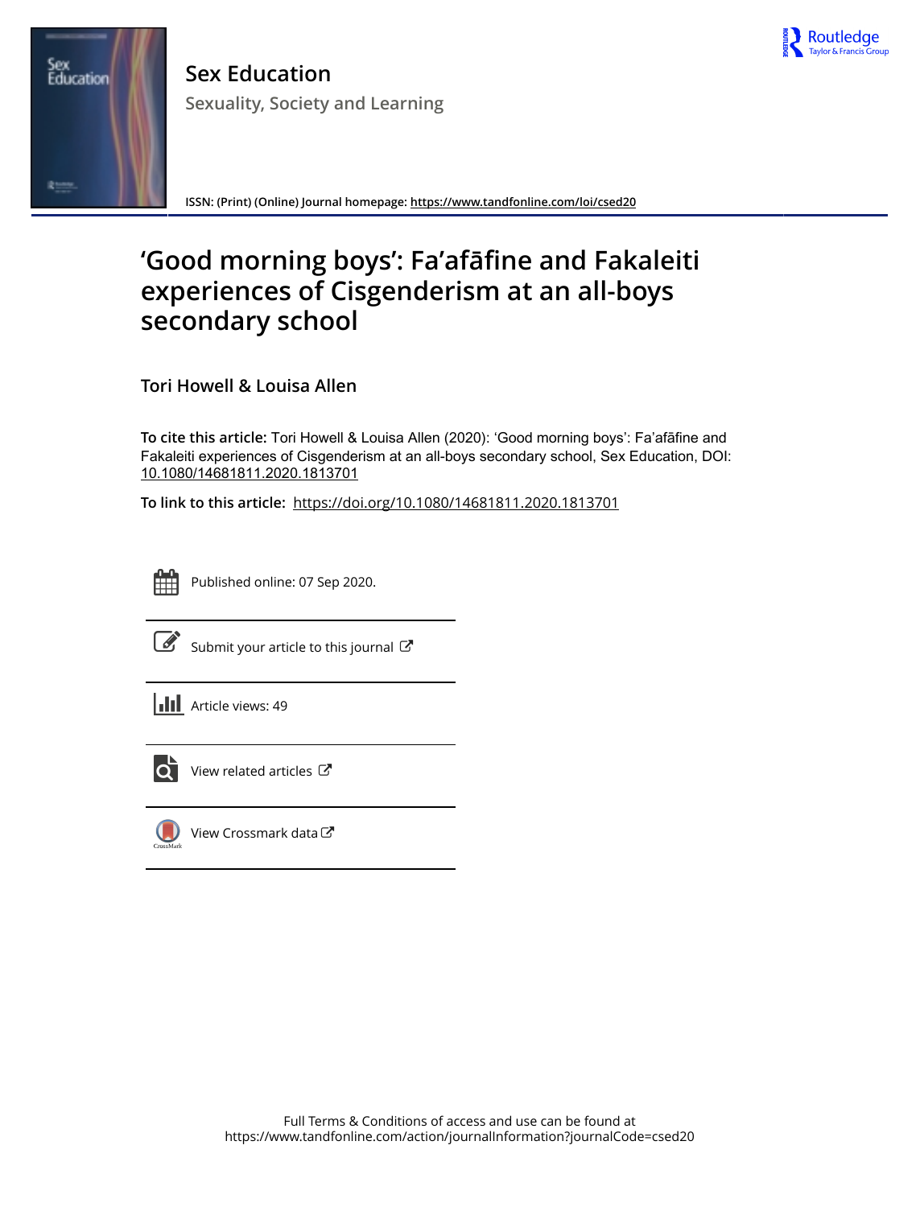# Sex Education

Sexuality, Society and Learning

ISSN: (Print) (Online) Journal homepage: https://www.tandfonline.com/loi/csed20

# 'Good morning boys': Fa'afāfine and Fakaleiti experiences of Cisgenderism at an all-boys secondary school

Tori Howell & Louisa Allen

**To cite this article:** Tori Howell & Louisa Allen (2020): 'Good morning boys': Fa'afāfine and Fakaleiti experiences of Cisgenderism at an all-boys secondary school, Sex Education, DOI: 10.1080/14681811.2020.1813701

**To link to this article:** https://doi.org/10.1080/14681811.2020.1813701

Published online: 07 Sep 2020.

Submit your article to this journal

Article views: 49

View related articles

View Crossmark data

Full Terms & Conditions of access and use can be found at
https://www.tandfonline.com/action/journalInformation?journalCode=csed20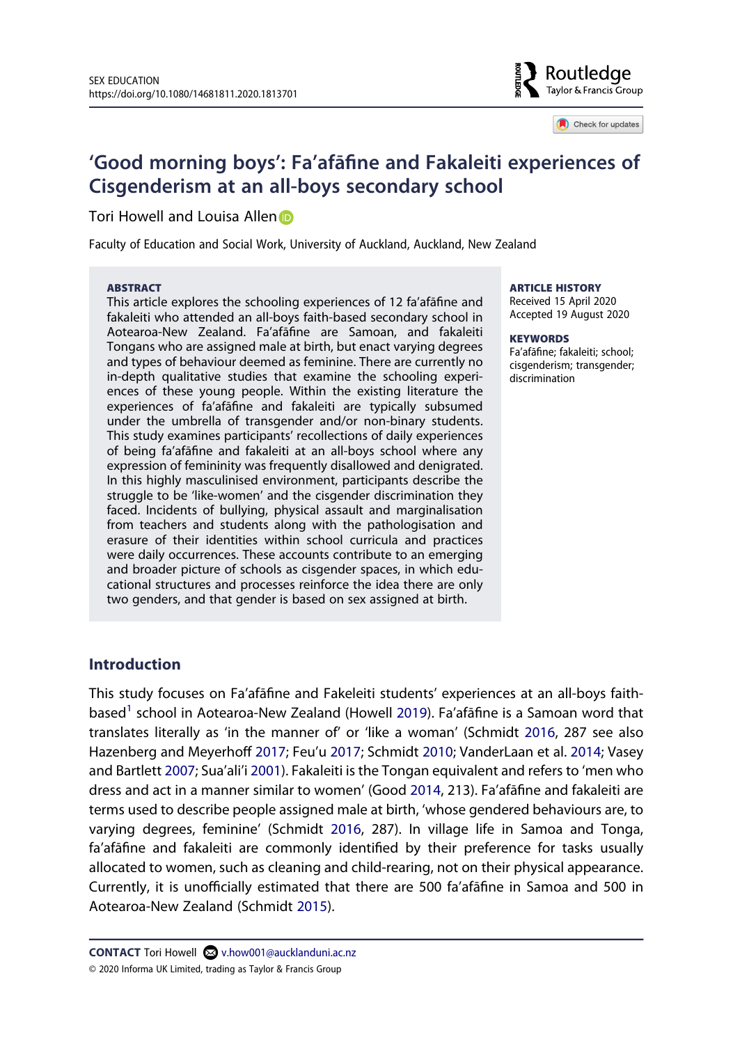# 'Good morning boys': Fa'afāfine and Fakaleiti experiences of Cisgenderism at an all-boys secondary school

Tori Howell and Louisa Allen

Faculty of Education and Social Work, University of Auckland, Auckland, New Zealand

**ABSTRACT**

This article explores the schooling experiences of 12 fa'afāfine and fakaleiti who attended an all-boys faith-based secondary school in Aotearoa-New Zealand. Fa'afāfine are Samoan, and fakaleiti Tongans who are assigned male at birth, but enact varying degrees and types of behaviour deemed as feminine. There are currently no in-depth qualitative studies that examine the schooling experiences of these young people. Within the existing literature the experiences of fa'afāfine and fakaleiti are typically subsumed under the umbrella of transgender and/or non-binary students. This study examines participants' recollections of daily experiences of being fa'afāfine and fakaleiti at an all-boys school where any expression of femininity was frequently disallowed and denigrated. In this highly masculinised environment, participants describe the struggle to be 'like-women' and the cisgender discrimination they faced. Incidents of bullying, physical assault and marginalisation from teachers and students along with the pathologisation and erasure of their identities within school curricula and practices were daily occurrences. These accounts contribute to an emerging and broader picture of schools as cisgender spaces, in which educational structures and processes reinforce the idea there are only two genders, and that gender is based on sex assigned at birth.

**ARTICLE HISTORY**

Received 15 April 2020
Accepted 19 August 2020

**KEYWORDS**

Fa'afāfine; fakaleiti; school; cisgenderism; transgender; discrimination

## Introduction

This study focuses on Fa'afāfine and Fakeleiti students' experiences at an all-boys faith-based[1] school in Aotearoa-New Zealand (Howell 2019). Fa'afāfine is a Samoan word that translates literally as 'in the manner of' or 'like a woman' (Schmidt 2016, 287 see also Hazenberg and Meyerhoff 2017; Feu'u 2017; Schmidt 2010; VanderLaan et al. 2014; Vasey and Bartlett 2007; Sua'ali'i 2001). Fakaleiti is the Tongan equivalent and refers to 'men who dress and act in a manner similar to women' (Good 2014, 213). Fa'afāfine and fakaleiti are terms used to describe people assigned male at birth, 'whose gendered behaviours are, to varying degrees, feminine' (Schmidt 2016, 287). In village life in Samoa and Tonga, fa'afāfine and fakaleiti are commonly identified by their preference for tasks usually allocated to women, such as cleaning and child-rearing, not on their physical appearance. Currently, it is unofficially estimated that there are 500 fa'afāfine in Samoa and 500 in Aotearoa-New Zealand (Schmidt 2015).

**CONTACT** Tori Howell v.how001@aucklanduni.ac.nz

© 2020 Informa UK Limited, trading as Taylor & Francis Group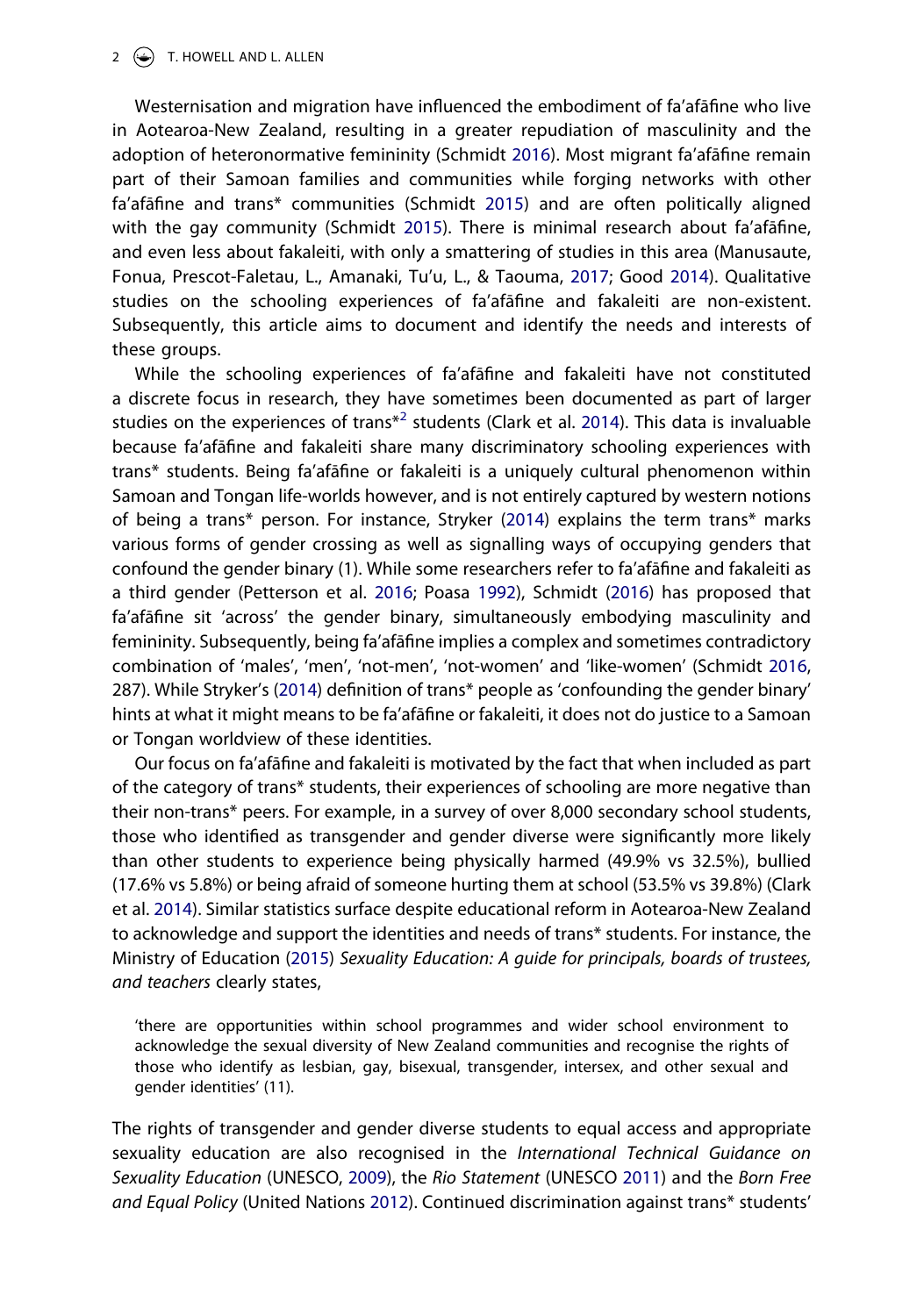Westernisation and migration have influenced the embodiment of fa'afāfine who live in Aotearoa-New Zealand, resulting in a greater repudiation of masculinity and the adoption of heteronormative femininity (Schmidt 2016). Most migrant fa'afāfine remain part of their Samoan families and communities while forging networks with other fa'afāfine and trans* communities (Schmidt 2015) and are often politically aligned with the gay community (Schmidt 2015). There is minimal research about fa'afāfine, and even less about fakaleiti, with only a smattering of studies in this area (Manusaute, Fonua, Prescot-Faletau, L., Amanaki, Tu'u, L., & Taouma, 2017; Good 2014). Qualitative studies on the schooling experiences of fa'afāfine and fakaleiti are non-existent. Subsequently, this article aims to document and identify the needs and interests of these groups.

While the schooling experiences of fa'afāfine and fakaleiti have not constituted a discrete focus in research, they have sometimes been documented as part of larger studies on the experiences of trans*[2] students (Clark et al. 2014). This data is invaluable because fa'afāfine and fakaleiti share many discriminatory schooling experiences with trans* students. Being fa'afāfine or fakaleiti is a uniquely cultural phenomenon within Samoan and Tongan life-worlds however, and is not entirely captured by western notions of being a trans* person. For instance, Stryker (2014) explains the term trans* marks various forms of gender crossing as well as signalling ways of occupying genders that confound the gender binary (1). While some researchers refer to fa'afāfine and fakaleiti as a third gender (Petterson et al. 2016; Poasa 1992), Schmidt (2016) has proposed that fa'afāfine sit 'across' the gender binary, simultaneously embodying masculinity and femininity. Subsequently, being fa'afāfine implies a complex and sometimes contradictory combination of 'males', 'men', 'not-men', 'not-women' and 'like-women' (Schmidt 2016, 287). While Stryker's (2014) definition of trans* people as 'confounding the gender binary' hints at what it might means to be fa'afāfine or fakaleiti, it does not do justice to a Samoan or Tongan worldview of these identities.

Our focus on fa'afāfine and fakaleiti is motivated by the fact that when included as part of the category of trans* students, their experiences of schooling are more negative than their non-trans* peers. For example, in a survey of over 8,000 secondary school students, those who identified as transgender and gender diverse were significantly more likely than other students to experience being physically harmed (49.9% vs 32.5%), bullied (17.6% vs 5.8%) or being afraid of someone hurting them at school (53.5% vs 39.8%) (Clark et al. 2014). Similar statistics surface despite educational reform in Aotearoa-New Zealand to acknowledge and support the identities and needs of trans* students. For instance, the Ministry of Education (2015) *Sexuality Education: A guide for principals, boards of trustees, and teachers* clearly states,

> 'there are opportunities within school programmes and wider school environment to acknowledge the sexual diversity of New Zealand communities and recognise the rights of those who identify as lesbian, gay, bisexual, transgender, intersex, and other sexual and gender identities' (11).

The rights of transgender and gender diverse students to equal access and appropriate sexuality education are also recognised in the *International Technical Guidance on Sexuality Education* (UNESCO, 2009), the *Rio Statement* (UNESCO 2011) and the *Born Free and Equal Policy* (United Nations 2012). Continued discrimination against trans* students'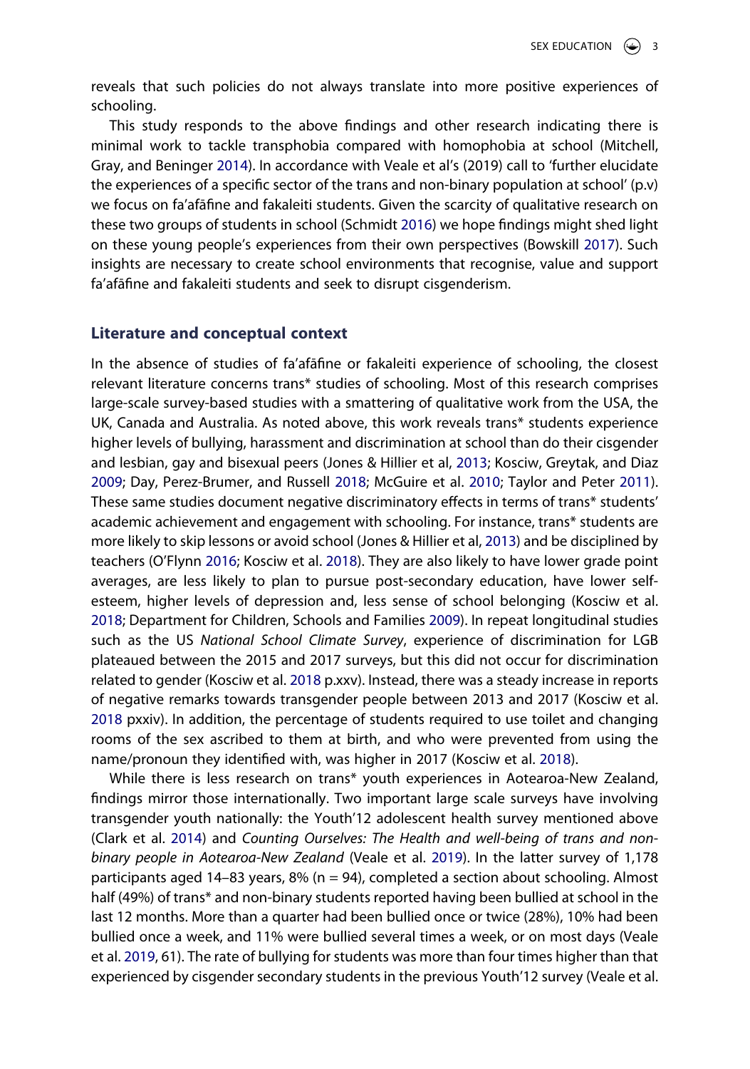reveals that such policies do not always translate into more positive experiences of schooling.

This study responds to the above findings and other research indicating there is minimal work to tackle transphobia compared with homophobia at school (Mitchell, Gray, and Beninger 2014). In accordance with Veale et al's (2019) call to 'further elucidate the experiences of a specific sector of the trans and non-binary population at school' (p.v) we focus on fa'afāfine and fakaleiti students. Given the scarcity of qualitative research on these two groups of students in school (Schmidt 2016) we hope findings might shed light on these young people's experiences from their own perspectives (Bowskill 2017). Such insights are necessary to create school environments that recognise, value and support fa'afāfine and fakaleiti students and seek to disrupt cisgenderism.

## Literature and conceptual context

In the absence of studies of fa'afāfine or fakaleiti experience of schooling, the closest relevant literature concerns trans* studies of schooling. Most of this research comprises large-scale survey-based studies with a smattering of qualitative work from the USA, the UK, Canada and Australia. As noted above, this work reveals trans* students experience higher levels of bullying, harassment and discrimination at school than do their cisgender and lesbian, gay and bisexual peers (Jones & Hillier et al, 2013; Kosciw, Greytak, and Diaz 2009; Day, Perez-Brumer, and Russell 2018; McGuire et al. 2010; Taylor and Peter 2011). These same studies document negative discriminatory effects in terms of trans* students' academic achievement and engagement with schooling. For instance, trans* students are more likely to skip lessons or avoid school (Jones & Hillier et al, 2013) and be disciplined by teachers (O'Flynn 2016; Kosciw et al. 2018). They are also likely to have lower grade point averages, are less likely to plan to pursue post-secondary education, have lower self-esteem, higher levels of depression and, less sense of school belonging (Kosciw et al. 2018; Department for Children, Schools and Families 2009). In repeat longitudinal studies such as the US *National School Climate Survey*, experience of discrimination for LGB plateaued between the 2015 and 2017 surveys, but this did not occur for discrimination related to gender (Kosciw et al. 2018 p.xxv). Instead, there was a steady increase in reports of negative remarks towards transgender people between 2013 and 2017 (Kosciw et al. 2018 pxxiv). In addition, the percentage of students required to use toilet and changing rooms of the sex ascribed to them at birth, and who were prevented from using the name/pronoun they identified with, was higher in 2017 (Kosciw et al. 2018).

While there is less research on trans* youth experiences in Aotearoa-New Zealand, findings mirror those internationally. Two important large scale surveys have involving transgender youth nationally: the Youth'12 adolescent health survey mentioned above (Clark et al. 2014) and *Counting Ourselves: The Health and well-being of trans and non-binary people in Aotearoa-New Zealand* (Veale et al. 2019). In the latter survey of 1,178 participants aged 14–83 years, 8% (n = 94), completed a section about schooling. Almost half (49%) of trans* and non-binary students reported having been bullied at school in the last 12 months. More than a quarter had been bullied once or twice (28%), 10% had been bullied once a week, and 11% were bullied several times a week, or on most days (Veale et al. 2019, 61). The rate of bullying for students was more than four times higher than that experienced by cisgender secondary students in the previous Youth'12 survey (Veale et al.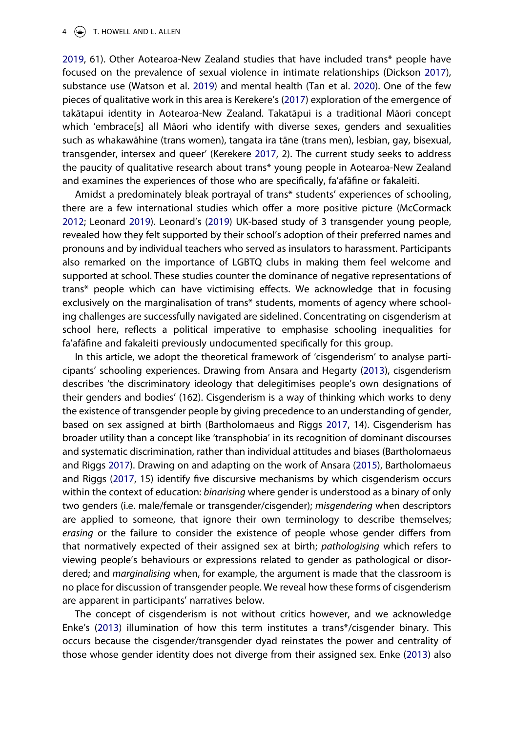2019, 61). Other Aotearoa-New Zealand studies that have included trans* people have focused on the prevalence of sexual violence in intimate relationships (Dickson 2017), substance use (Watson et al. 2019) and mental health (Tan et al. 2020). One of the few pieces of qualitative work in this area is Kerekere's (2017) exploration of the emergence of takātapui identity in Aotearoa-New Zealand. Takatāpui is a traditional Māori concept which 'embrace[s] all Māori who identify with diverse sexes, genders and sexualities such as whakawāhine (trans women), tangata ira tāne (trans men), lesbian, gay, bisexual, transgender, intersex and queer' (Kerekere 2017, 2). The current study seeks to address the paucity of qualitative research about trans* young people in Aotearoa-New Zealand and examines the experiences of those who are specifically, fa'afāfine or fakaleiti.

Amidst a predominately bleak portrayal of trans* students' experiences of schooling, there are a few international studies which offer a more positive picture (McCormack 2012; Leonard 2019). Leonard's (2019) UK-based study of 3 transgender young people, revealed how they felt supported by their school's adoption of their preferred names and pronouns and by individual teachers who served as insulators to harassment. Participants also remarked on the importance of LGBTQ clubs in making them feel welcome and supported at school. These studies counter the dominance of negative representations of trans* people which can have victimising effects. We acknowledge that in focusing exclusively on the marginalisation of trans* students, moments of agency where schooling challenges are successfully navigated are sidelined. Concentrating on cisgenderism at school here, reflects a political imperative to emphasise schooling inequalities for fa'afāfine and fakaleiti previously undocumented specifically for this group.

In this article, we adopt the theoretical framework of 'cisgenderism' to analyse participants' schooling experiences. Drawing from Ansara and Hegarty (2013), cisgenderism describes 'the discriminatory ideology that delegitimises people's own designations of their genders and bodies' (162). Cisgenderism is a way of thinking which works to deny the existence of transgender people by giving precedence to an understanding of gender, based on sex assigned at birth (Bartholomaeus and Riggs 2017, 14). Cisgenderism has broader utility than a concept like 'transphobia' in its recognition of dominant discourses and systematic discrimination, rather than individual attitudes and biases (Bartholomaeus and Riggs 2017). Drawing on and adapting on the work of Ansara (2015), Bartholomaeus and Riggs (2017, 15) identify five discursive mechanisms by which cisgenderism occurs within the context of education: *binarising* where gender is understood as a binary of only two genders (i.e. male/female or transgender/cisgender); *misgendering* when descriptors are applied to someone, that ignore their own terminology to describe themselves; *erasing* or the failure to consider the existence of people whose gender differs from that normatively expected of their assigned sex at birth; *pathologising* which refers to viewing people's behaviours or expressions related to gender as pathological or disordered; and *marginalising* when, for example, the argument is made that the classroom is no place for discussion of transgender people. We reveal how these forms of cisgenderism are apparent in participants' narratives below.

The concept of cisgenderism is not without critics however, and we acknowledge Enke's (2013) illumination of how this term institutes a trans*/cisgender binary. This occurs because the cisgender/transgender dyad reinstates the power and centrality of those whose gender identity does not diverge from their assigned sex. Enke (2013) also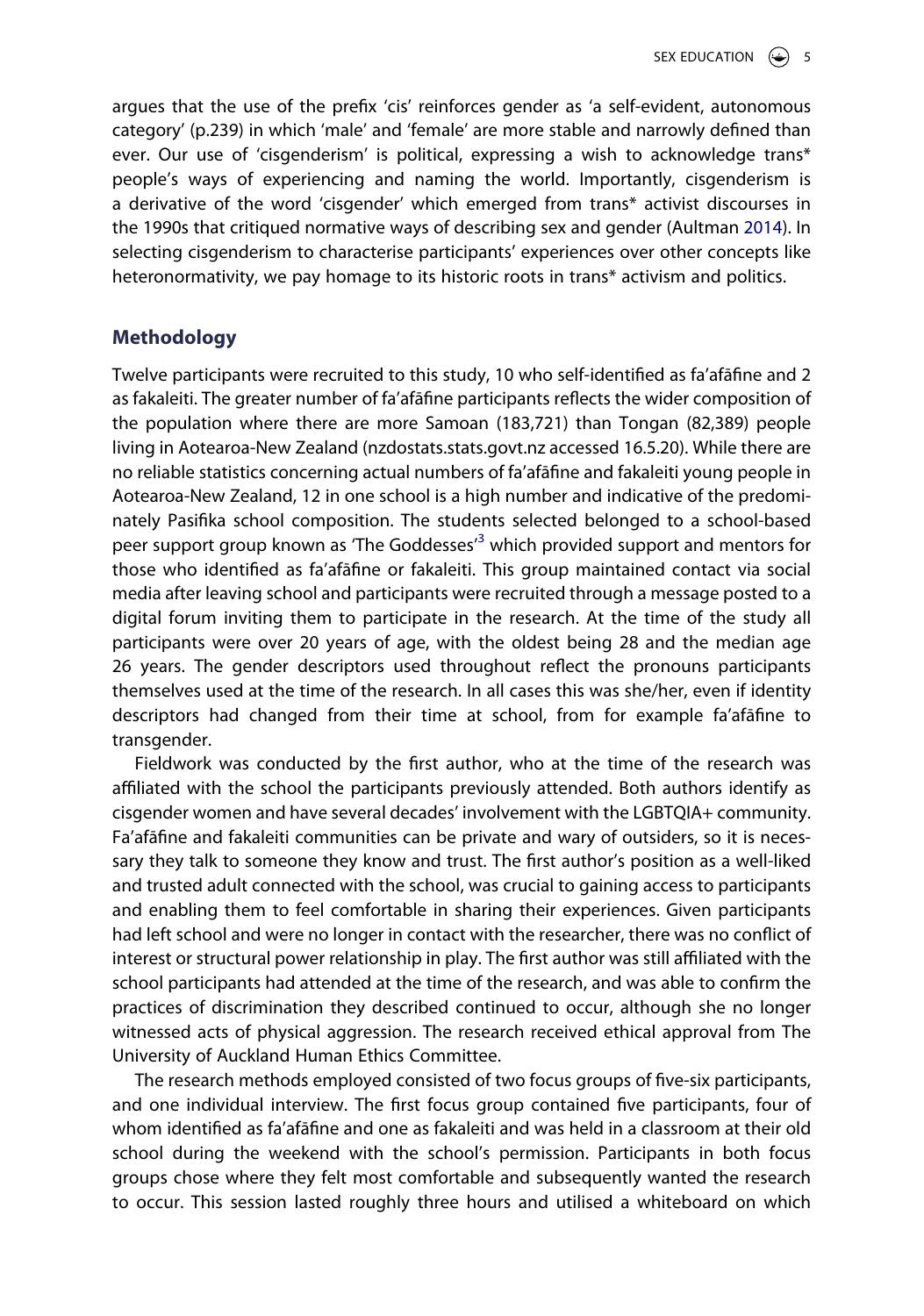argues that the use of the prefix 'cis' reinforces gender as 'a self-evident, autonomous category' (p.239) in which 'male' and 'female' are more stable and narrowly defined than ever. Our use of 'cisgenderism' is political, expressing a wish to acknowledge trans* people's ways of experiencing and naming the world. Importantly, cisgenderism is a derivative of the word 'cisgender' which emerged from trans* activist discourses in the 1990s that critiqued normative ways of describing sex and gender (Aultman 2014). In selecting cisgenderism to characterise participants' experiences over other concepts like heteronormativity, we pay homage to its historic roots in trans* activism and politics.

## Methodology

Twelve participants were recruited to this study, 10 who self-identified as fa'afāfine and 2 as fakaleiti. The greater number of fa'afāfine participants reflects the wider composition of the population where there are more Samoan (183,721) than Tongan (82,389) people living in Aotearoa-New Zealand (nzdostats.stats.govt.nz accessed 16.5.20). While there are no reliable statistics concerning actual numbers of fa'afāfine and fakaleiti young people in Aotearoa-New Zealand, 12 in one school is a high number and indicative of the predominately Pasifika school composition. The students selected belonged to a school-based peer support group known as 'The Goddesses'[3] which provided support and mentors for those who identified as fa'afāfine or fakaleiti. This group maintained contact via social media after leaving school and participants were recruited through a message posted to a digital forum inviting them to participate in the research. At the time of the study all participants were over 20 years of age, with the oldest being 28 and the median age 26 years. The gender descriptors used throughout reflect the pronouns participants themselves used at the time of the research. In all cases this was she/her, even if identity descriptors had changed from their time at school, from for example fa'afāfine to transgender.

Fieldwork was conducted by the first author, who at the time of the research was affiliated with the school the participants previously attended. Both authors identify as cisgender women and have several decades' involvement with the LGBTQIA+ community. Fa'afāfine and fakaleiti communities can be private and wary of outsiders, so it is necessary they talk to someone they know and trust. The first author's position as a well-liked and trusted adult connected with the school, was crucial to gaining access to participants and enabling them to feel comfortable in sharing their experiences. Given participants had left school and were no longer in contact with the researcher, there was no conflict of interest or structural power relationship in play. The first author was still affiliated with the school participants had attended at the time of the research, and was able to confirm the practices of discrimination they described continued to occur, although she no longer witnessed acts of physical aggression. The research received ethical approval from The University of Auckland Human Ethics Committee.

The research methods employed consisted of two focus groups of five-six participants, and one individual interview. The first focus group contained five participants, four of whom identified as fa'afāfine and one as fakaleiti and was held in a classroom at their old school during the weekend with the school's permission. Participants in both focus groups chose where they felt most comfortable and subsequently wanted the research to occur. This session lasted roughly three hours and utilised a whiteboard on which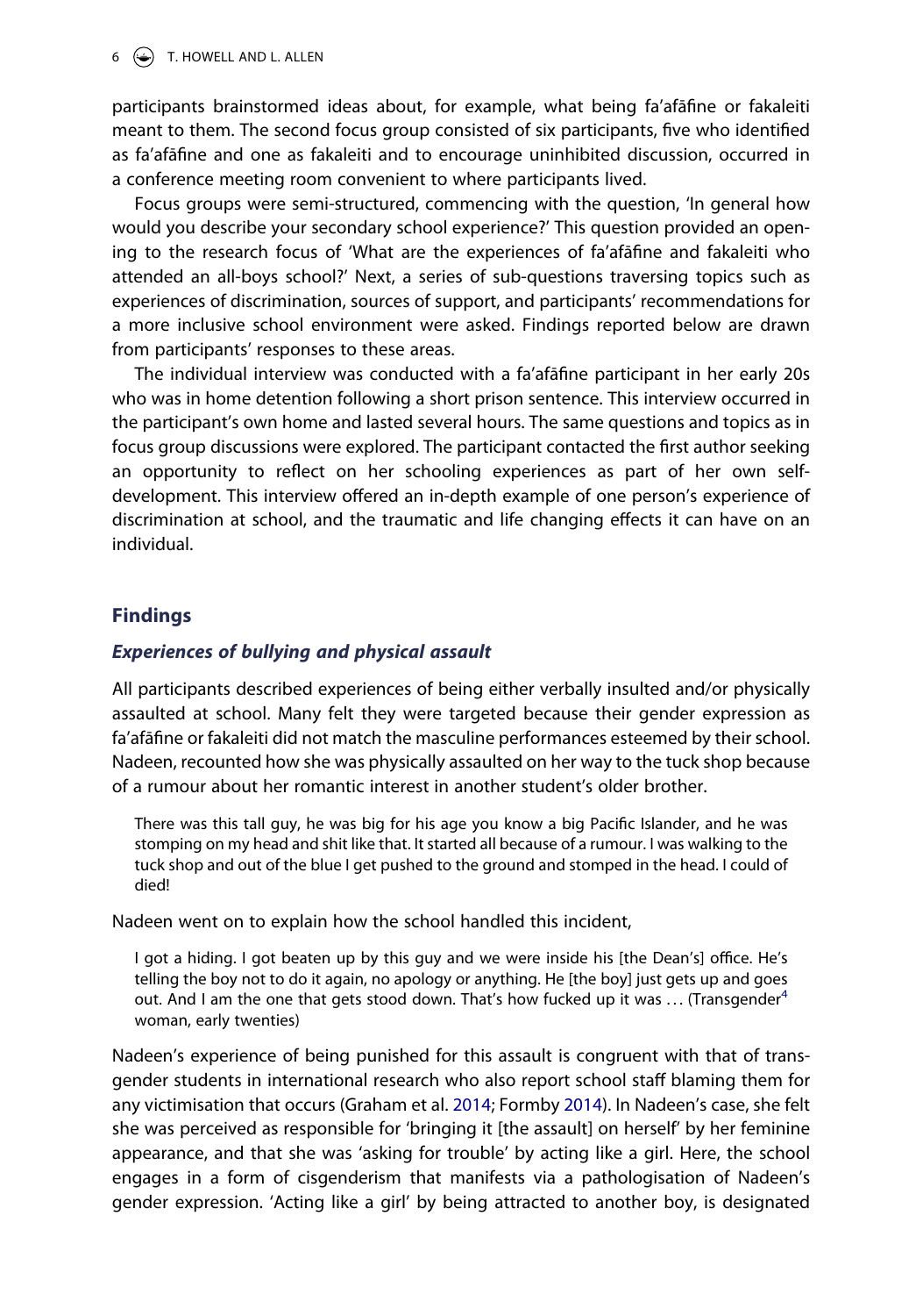participants brainstormed ideas about, for example, what being fa'afāfine or fakaleiti meant to them. The second focus group consisted of six participants, five who identified as fa'afāfine and one as fakaleiti and to encourage uninhibited discussion, occurred in a conference meeting room convenient to where participants lived.

Focus groups were semi-structured, commencing with the question, 'In general how would you describe your secondary school experience?' This question provided an opening to the research focus of 'What are the experiences of fa'afāfine and fakaleiti who attended an all-boys school?' Next, a series of sub-questions traversing topics such as experiences of discrimination, sources of support, and participants' recommendations for a more inclusive school environment were asked. Findings reported below are drawn from participants' responses to these areas.

The individual interview was conducted with a fa'afāfine participant in her early 20s who was in home detention following a short prison sentence. This interview occurred in the participant's own home and lasted several hours. The same questions and topics as in focus group discussions were explored. The participant contacted the first author seeking an opportunity to reflect on her schooling experiences as part of her own self-development. This interview offered an in-depth example of one person's experience of discrimination at school, and the traumatic and life changing effects it can have on an individual.

## Findings

### *Experiences of bullying and physical assault*

All participants described experiences of being either verbally insulted and/or physically assaulted at school. Many felt they were targeted because their gender expression as fa'afāfine or fakaleiti did not match the masculine performances esteemed by their school. Nadeen, recounted how she was physically assaulted on her way to the tuck shop because of a rumour about her romantic interest in another student's older brother.

> There was this tall guy, he was big for his age you know a big Pacific Islander, and he was stomping on my head and shit like that. It started all because of a rumour. I was walking to the tuck shop and out of the blue I get pushed to the ground and stomped in the head. I could of died!

Nadeen went on to explain how the school handled this incident,

> I got a hiding. I got beaten up by this guy and we were inside his [the Dean's] office. He's telling the boy not to do it again, no apology or anything. He [the boy] just gets up and goes out. And I am the one that gets stood down. That's how fucked up it was ... (Transgender[4] woman, early twenties)

Nadeen's experience of being punished for this assault is congruent with that of transgender students in international research who also report school staff blaming them for any victimisation that occurs (Graham et al. 2014; Formby 2014). In Nadeen's case, she felt she was perceived as responsible for 'bringing it [the assault] on herself' by her feminine appearance, and that she was 'asking for trouble' by acting like a girl. Here, the school engages in a form of cisgenderism that manifests via a pathologisation of Nadeen's gender expression. 'Acting like a girl' by being attracted to another boy, is designated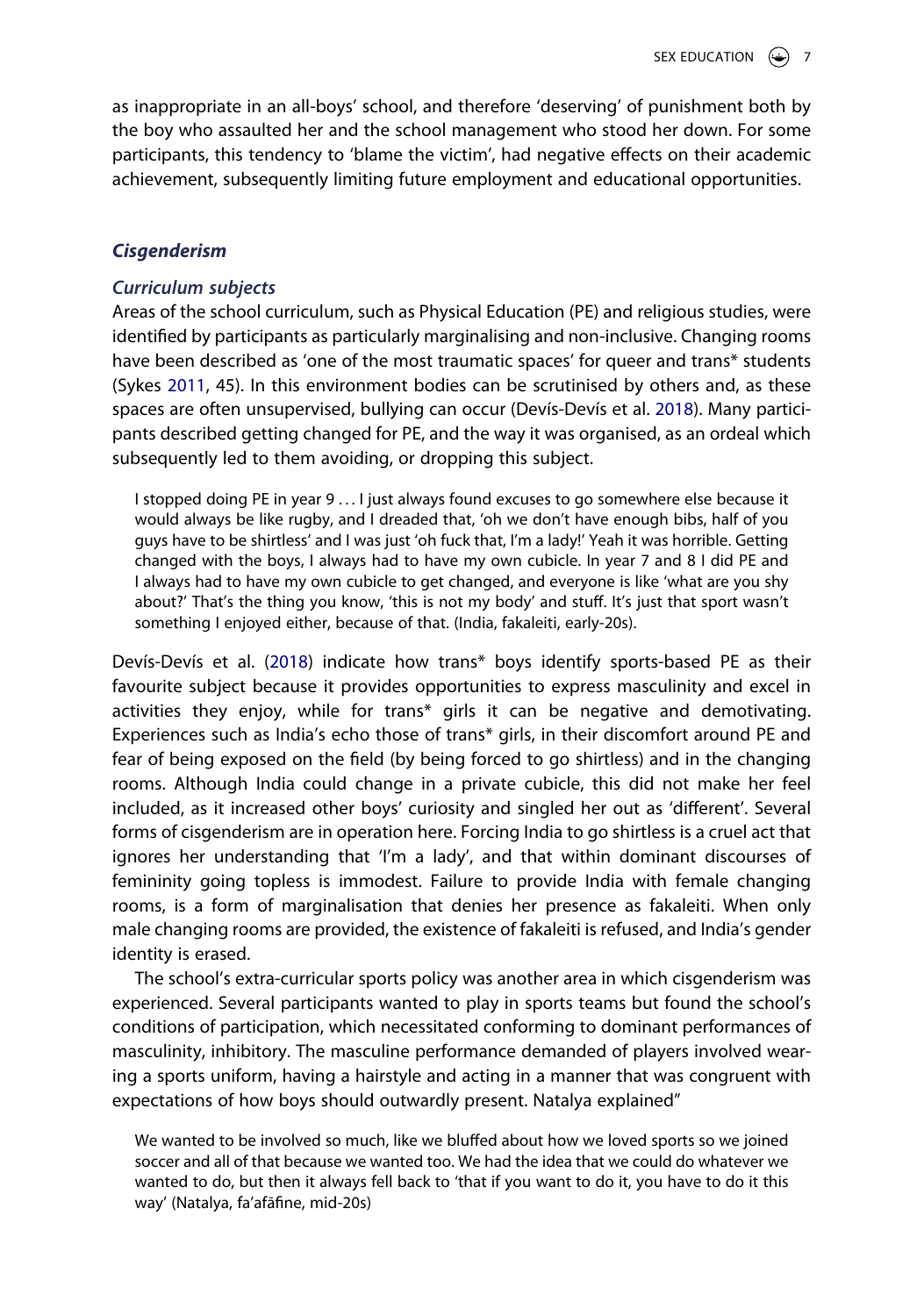as inappropriate in an all-boys' school, and therefore 'deserving' of punishment both by the boy who assaulted her and the school management who stood her down. For some participants, this tendency to 'blame the victim', had negative effects on their academic achievement, subsequently limiting future employment and educational opportunities.

### *Cisgenderism*

#### *Curriculum subjects*

Areas of the school curriculum, such as Physical Education (PE) and religious studies, were identified by participants as particularly marginalising and non-inclusive. Changing rooms have been described as 'one of the most traumatic spaces' for queer and trans* students (Sykes 2011, 45). In this environment bodies can be scrutinised by others and, as these spaces are often unsupervised, bullying can occur (Devís-Devís et al. 2018). Many participants described getting changed for PE, and the way it was organised, as an ordeal which subsequently led to them avoiding, or dropping this subject.

> I stopped doing PE in year 9 . . . I just always found excuses to go somewhere else because it would always be like rugby, and I dreaded that, 'oh we don't have enough bibs, half of you guys have to be shirtless' and I was just 'oh fuck that, I'm a lady!' Yeah it was horrible. Getting changed with the boys, I always had to have my own cubicle. In year 7 and 8 I did PE and I always had to have my own cubicle to get changed, and everyone is like 'what are you shy about?' That's the thing you know, 'this is not my body' and stuff. It's just that sport wasn't something I enjoyed either, because of that. (India, fakaleiti, early-20s).

Devís-Devís et al. (2018) indicate how trans* boys identify sports-based PE as their favourite subject because it provides opportunities to express masculinity and excel in activities they enjoy, while for trans* girls it can be negative and demotivating. Experiences such as India's echo those of trans* girls, in their discomfort around PE and fear of being exposed on the field (by being forced to go shirtless) and in the changing rooms. Although India could change in a private cubicle, this did not make her feel included, as it increased other boys' curiosity and singled her out as 'different'. Several forms of cisgenderism are in operation here. Forcing India to go shirtless is a cruel act that ignores her understanding that 'I'm a lady', and that within dominant discourses of femininity going topless is immodest. Failure to provide India with female changing rooms, is a form of marginalisation that denies her presence as fakaleiti. When only male changing rooms are provided, the existence of fakaleiti is refused, and India's gender identity is erased.

The school's extra-curricular sports policy was another area in which cisgenderism was experienced. Several participants wanted to play in sports teams but found the school's conditions of participation, which necessitated conforming to dominant performances of masculinity, inhibitory. The masculine performance demanded of players involved wearing a sports uniform, having a hairstyle and acting in a manner that was congruent with expectations of how boys should outwardly present. Natalya explained"

> We wanted to be involved so much, like we bluffed about how we loved sports so we joined soccer and all of that because we wanted too. We had the idea that we could do whatever we wanted to do, but then it always fell back to 'that if you want to do it, you have to do it this way' (Natalya, fa'afāfine, mid-20s)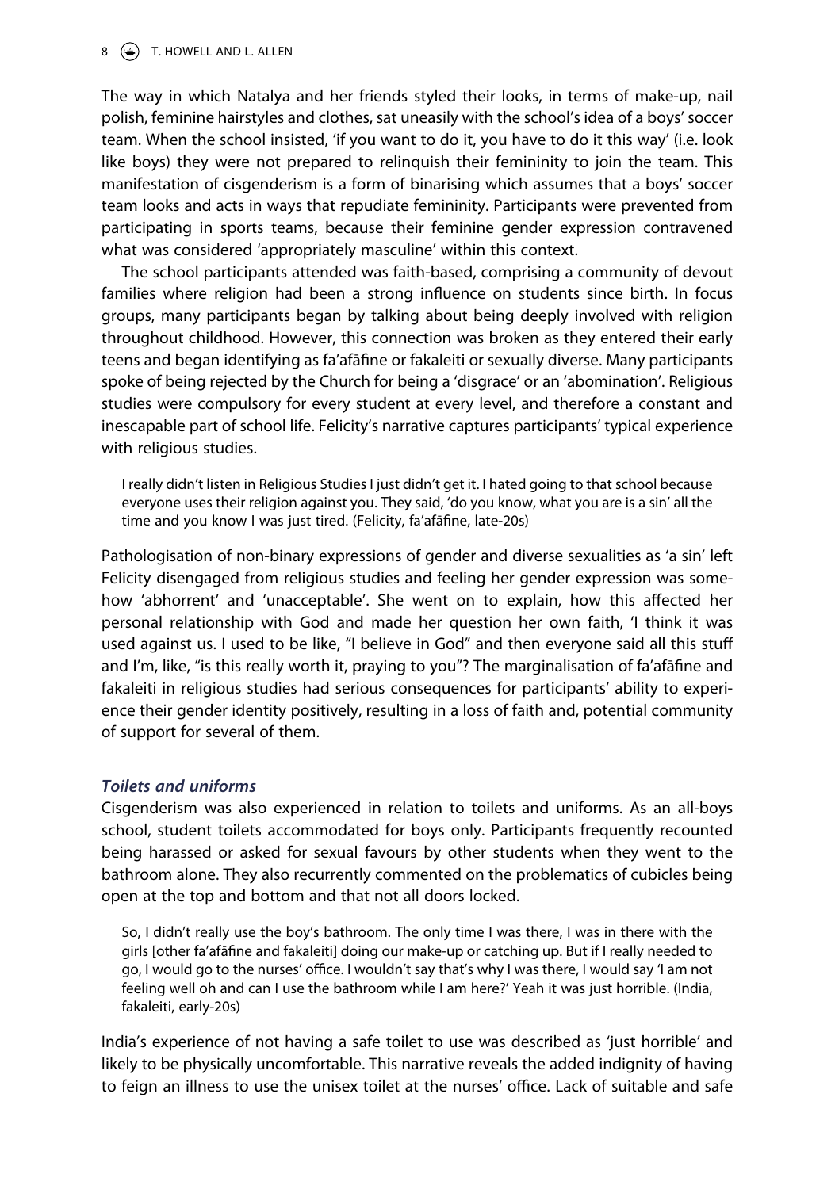The way in which Natalya and her friends styled their looks, in terms of make-up, nail polish, feminine hairstyles and clothes, sat uneasily with the school's idea of a boys' soccer team. When the school insisted, 'if you want to do it, you have to do it this way' (i.e. look like boys) they were not prepared to relinquish their femininity to join the team. This manifestation of cisgenderism is a form of binarising which assumes that a boys' soccer team looks and acts in ways that repudiate femininity. Participants were prevented from participating in sports teams, because their feminine gender expression contravened what was considered 'appropriately masculine' within this context.

The school participants attended was faith-based, comprising a community of devout families where religion had been a strong influence on students since birth. In focus groups, many participants began by talking about being deeply involved with religion throughout childhood. However, this connection was broken as they entered their early teens and began identifying as fa'afāfine or fakaleiti or sexually diverse. Many participants spoke of being rejected by the Church for being a 'disgrace' or an 'abomination'. Religious studies were compulsory for every student at every level, and therefore a constant and inescapable part of school life. Felicity's narrative captures participants' typical experience with religious studies.

> I really didn't listen in Religious Studies I just didn't get it. I hated going to that school because everyone uses their religion against you. They said, 'do you know, what you are is a sin' all the time and you know I was just tired. (Felicity, fa'afāfine, late-20s)

Pathologisation of non-binary expressions of gender and diverse sexualities as 'a sin' left Felicity disengaged from religious studies and feeling her gender expression was somehow 'abhorrent' and 'unacceptable'. She went on to explain, how this affected her personal relationship with God and made her question her own faith, 'I think it was used against us. I used to be like, "I believe in God" and then everyone said all this stuff and I'm, like, "is this really worth it, praying to you"? The marginalisation of fa'afāfine and fakaleiti in religious studies had serious consequences for participants' ability to experience their gender identity positively, resulting in a loss of faith and, potential community of support for several of them.

### *Toilets and uniforms*

Cisgenderism was also experienced in relation to toilets and uniforms. As an all-boys school, student toilets accommodated for boys only. Participants frequently recounted being harassed or asked for sexual favours by other students when they went to the bathroom alone. They also recurrently commented on the problematics of cubicles being open at the top and bottom and that not all doors locked.

> So, I didn't really use the boy's bathroom. The only time I was there, I was in there with the girls [other fa'afāfine and fakaleiti] doing our make-up or catching up. But if I really needed to go, I would go to the nurses' office. I wouldn't say that's why I was there, I would say 'I am not feeling well oh and can I use the bathroom while I am here?' Yeah it was just horrible. (India, fakaleiti, early-20s)

India's experience of not having a safe toilet to use was described as 'just horrible' and likely to be physically uncomfortable. This narrative reveals the added indignity of having to feign an illness to use the unisex toilet at the nurses' office. Lack of suitable and safe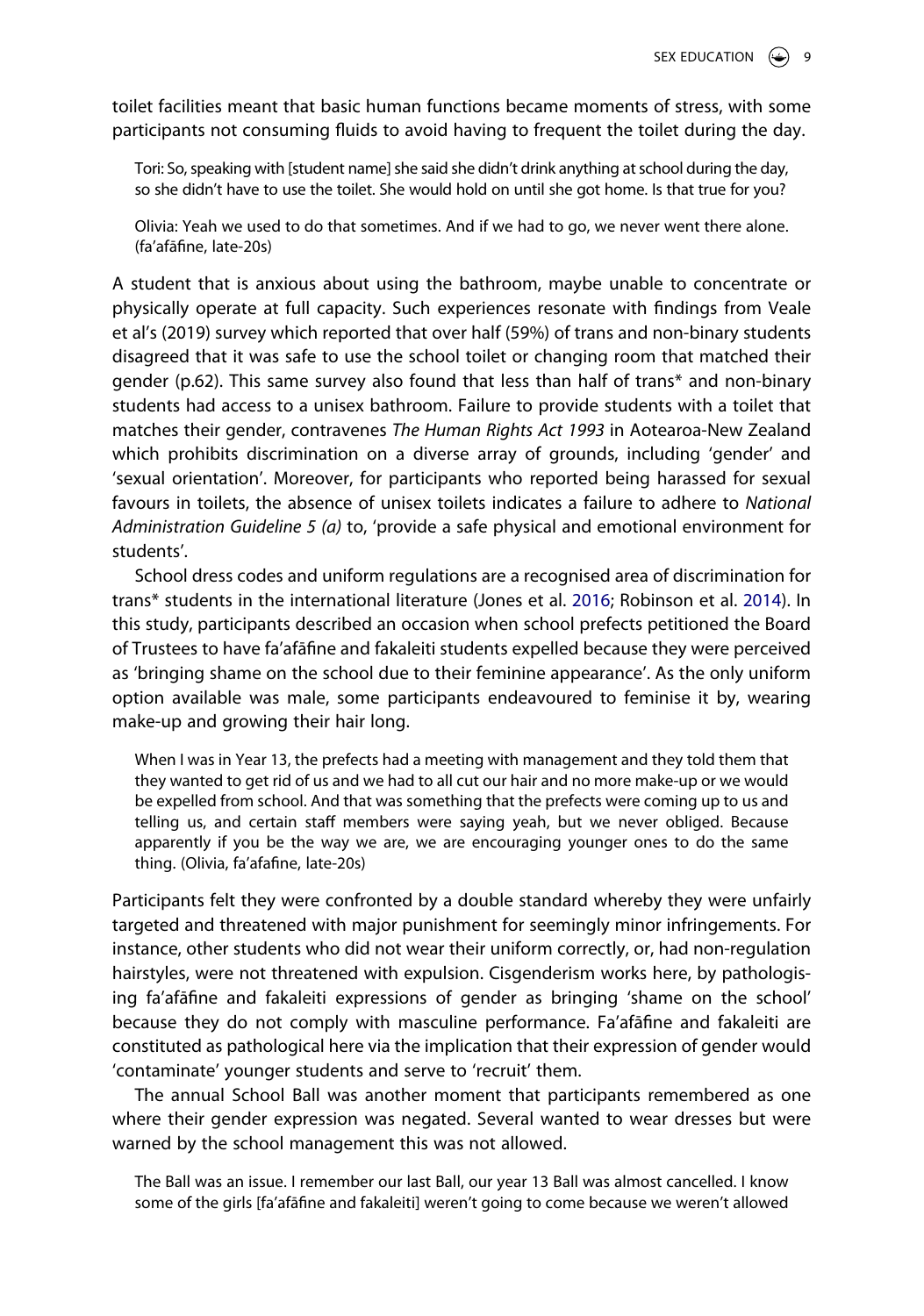toilet facilities meant that basic human functions became moments of stress, with some participants not consuming fluids to avoid having to frequent the toilet during the day.

> Tori: So, speaking with [student name] she said she didn't drink anything at school during the day, so she didn't have to use the toilet. She would hold on until she got home. Is that true for you?
>
> Olivia: Yeah we used to do that sometimes. And if we had to go, we never went there alone. (fa'afāfine, late-20s)

A student that is anxious about using the bathroom, maybe unable to concentrate or physically operate at full capacity. Such experiences resonate with findings from Veale et al's (2019) survey which reported that over half (59%) of trans and non-binary students disagreed that it was safe to use the school toilet or changing room that matched their gender (p.62). This same survey also found that less than half of trans* and non-binary students had access to a unisex bathroom. Failure to provide students with a toilet that matches their gender, contravenes *The Human Rights Act 1993* in Aotearoa-New Zealand which prohibits discrimination on a diverse array of grounds, including 'gender' and 'sexual orientation'. Moreover, for participants who reported being harassed for sexual favours in toilets, the absence of unisex toilets indicates a failure to adhere to *National Administration Guideline 5 (a)* to, 'provide a safe physical and emotional environment for students'.

School dress codes and uniform regulations are a recognised area of discrimination for trans* students in the international literature (Jones et al. 2016; Robinson et al. 2014). In this study, participants described an occasion when school prefects petitioned the Board of Trustees to have fa'afāfine and fakaleiti students expelled because they were perceived as 'bringing shame on the school due to their feminine appearance'. As the only uniform option available was male, some participants endeavoured to feminise it by, wearing make-up and growing their hair long.

> When I was in Year 13, the prefects had a meeting with management and they told them that they wanted to get rid of us and we had to all cut our hair and no more make-up or we would be expelled from school. And that was something that the prefects were coming up to us and telling us, and certain staff members were saying yeah, but we never obliged. Because apparently if you be the way we are, we are encouraging younger ones to do the same thing. (Olivia, fa'afafine, late-20s)

Participants felt they were confronted by a double standard whereby they were unfairly targeted and threatened with major punishment for seemingly minor infringements. For instance, other students who did not wear their uniform correctly, or, had non-regulation hairstyles, were not threatened with expulsion. Cisgenderism works here, by pathologising fa'afāfine and fakaleiti expressions of gender as bringing 'shame on the school' because they do not comply with masculine performance. Fa'afāfine and fakaleiti are constituted as pathological here via the implication that their expression of gender would 'contaminate' younger students and serve to 'recruit' them.

The annual School Ball was another moment that participants remembered as one where their gender expression was negated. Several wanted to wear dresses but were warned by the school management this was not allowed.

> The Ball was an issue. I remember our last Ball, our year 13 Ball was almost cancelled. I know some of the girls [fa'afāfine and fakaleiti] weren't going to come because we weren't allowed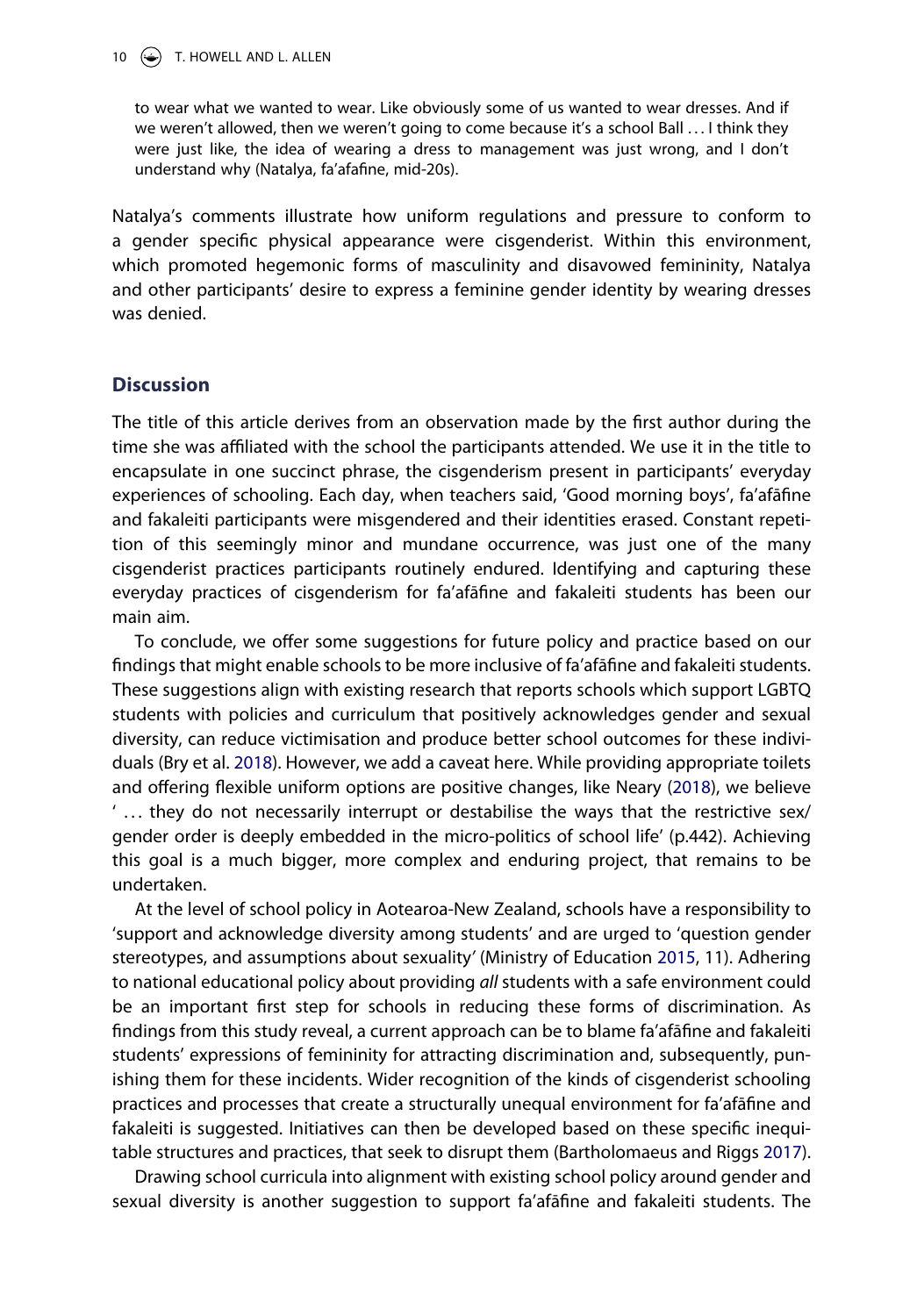to wear what we wanted to wear. Like obviously some of us wanted to wear dresses. And if we weren't allowed, then we weren't going to come because it's a school Ball … I think they were just like, the idea of wearing a dress to management was just wrong, and I don't understand why (Natalya, fa'afafine, mid-20s).

Natalya's comments illustrate how uniform regulations and pressure to conform to a gender specific physical appearance were cisgenderist. Within this environment, which promoted hegemonic forms of masculinity and disavowed femininity, Natalya and other participants' desire to express a feminine gender identity by wearing dresses was denied.

## Discussion

The title of this article derives from an observation made by the first author during the time she was affiliated with the school the participants attended. We use it in the title to encapsulate in one succinct phrase, the cisgenderism present in participants' everyday experiences of schooling. Each day, when teachers said, 'Good morning boys', fa'afāfine and fakaleiti participants were misgendered and their identities erased. Constant repetition of this seemingly minor and mundane occurrence, was just one of the many cisgenderist practices participants routinely endured. Identifying and capturing these everyday practices of cisgenderism for fa'afāfine and fakaleiti students has been our main aim.

To conclude, we offer some suggestions for future policy and practice based on our findings that might enable schools to be more inclusive of fa'afāfine and fakaleiti students. These suggestions align with existing research that reports schools which support LGBTQ students with policies and curriculum that positively acknowledges gender and sexual diversity, can reduce victimisation and produce better school outcomes for these individuals (Bry et al. 2018). However, we add a caveat here. While providing appropriate toilets and offering flexible uniform options are positive changes, like Neary (2018), we believe ' … they do not necessarily interrupt or destabilise the ways that the restrictive sex/gender order is deeply embedded in the micro-politics of school life' (p.442). Achieving this goal is a much bigger, more complex and enduring project, that remains to be undertaken.

At the level of school policy in Aotearoa-New Zealand, schools have a responsibility to 'support and acknowledge diversity among students' and are urged to 'question gender stereotypes, and assumptions about sexuality' (Ministry of Education 2015, 11). Adhering to national educational policy about providing *all* students with a safe environment could be an important first step for schools in reducing these forms of discrimination. As findings from this study reveal, a current approach can be to blame fa'afāfine and fakaleiti students' expressions of femininity for attracting discrimination and, subsequently, punishing them for these incidents. Wider recognition of the kinds of cisgenderist schooling practices and processes that create a structurally unequal environment for fa'afāfine and fakaleiti is suggested. Initiatives can then be developed based on these specific inequitable structures and practices, that seek to disrupt them (Bartholomaeus and Riggs 2017).

Drawing school curricula into alignment with existing school policy around gender and sexual diversity is another suggestion to support fa'afāfine and fakaleiti students. The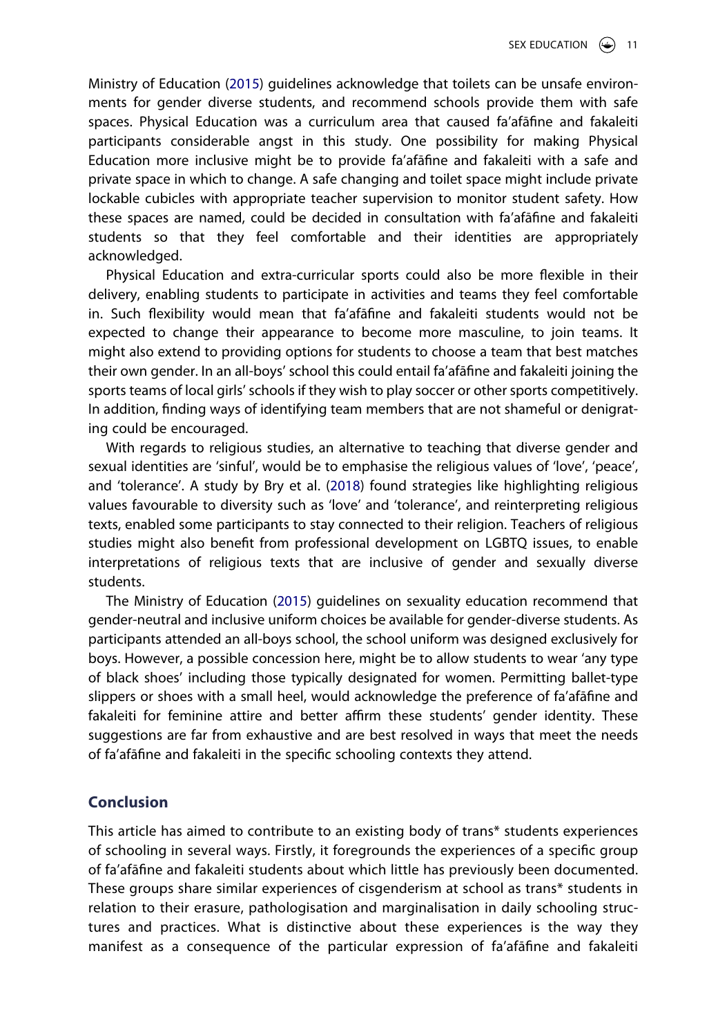Ministry of Education (2015) guidelines acknowledge that toilets can be unsafe environments for gender diverse students, and recommend schools provide them with safe spaces. Physical Education was a curriculum area that caused fa'afāfine and fakaleiti participants considerable angst in this study. One possibility for making Physical Education more inclusive might be to provide fa'afāfine and fakaleiti with a safe and private space in which to change. A safe changing and toilet space might include private lockable cubicles with appropriate teacher supervision to monitor student safety. How these spaces are named, could be decided in consultation with fa'afāfine and fakaleiti students so that they feel comfortable and their identities are appropriately acknowledged.

Physical Education and extra-curricular sports could also be more flexible in their delivery, enabling students to participate in activities and teams they feel comfortable in. Such flexibility would mean that fa'afāfine and fakaleiti students would not be expected to change their appearance to become more masculine, to join teams. It might also extend to providing options for students to choose a team that best matches their own gender. In an all-boys' school this could entail fa'afāfine and fakaleiti joining the sports teams of local girls' schools if they wish to play soccer or other sports competitively. In addition, finding ways of identifying team members that are not shameful or denigrating could be encouraged.

With regards to religious studies, an alternative to teaching that diverse gender and sexual identities are 'sinful', would be to emphasise the religious values of 'love', 'peace', and 'tolerance'. A study by Bry et al. (2018) found strategies like highlighting religious values favourable to diversity such as 'love' and 'tolerance', and reinterpreting religious texts, enabled some participants to stay connected to their religion. Teachers of religious studies might also benefit from professional development on LGBTQ issues, to enable interpretations of religious texts that are inclusive of gender and sexually diverse students.

The Ministry of Education (2015) guidelines on sexuality education recommend that gender-neutral and inclusive uniform choices be available for gender-diverse students. As participants attended an all-boys school, the school uniform was designed exclusively for boys. However, a possible concession here, might be to allow students to wear 'any type of black shoes' including those typically designated for women. Permitting ballet-type slippers or shoes with a small heel, would acknowledge the preference of fa'afāfine and fakaleiti for feminine attire and better affirm these students' gender identity. These suggestions are far from exhaustive and are best resolved in ways that meet the needs of fa'afāfine and fakaleiti in the specific schooling contexts they attend.

## Conclusion

This article has aimed to contribute to an existing body of trans* students experiences of schooling in several ways. Firstly, it foregrounds the experiences of a specific group of fa'afāfine and fakaleiti students about which little has previously been documented. These groups share similar experiences of cisgenderism at school as trans* students in relation to their erasure, pathologisation and marginalisation in daily schooling structures and practices. What is distinctive about these experiences is the way they manifest as a consequence of the particular expression of fa'afāfine and fakaleiti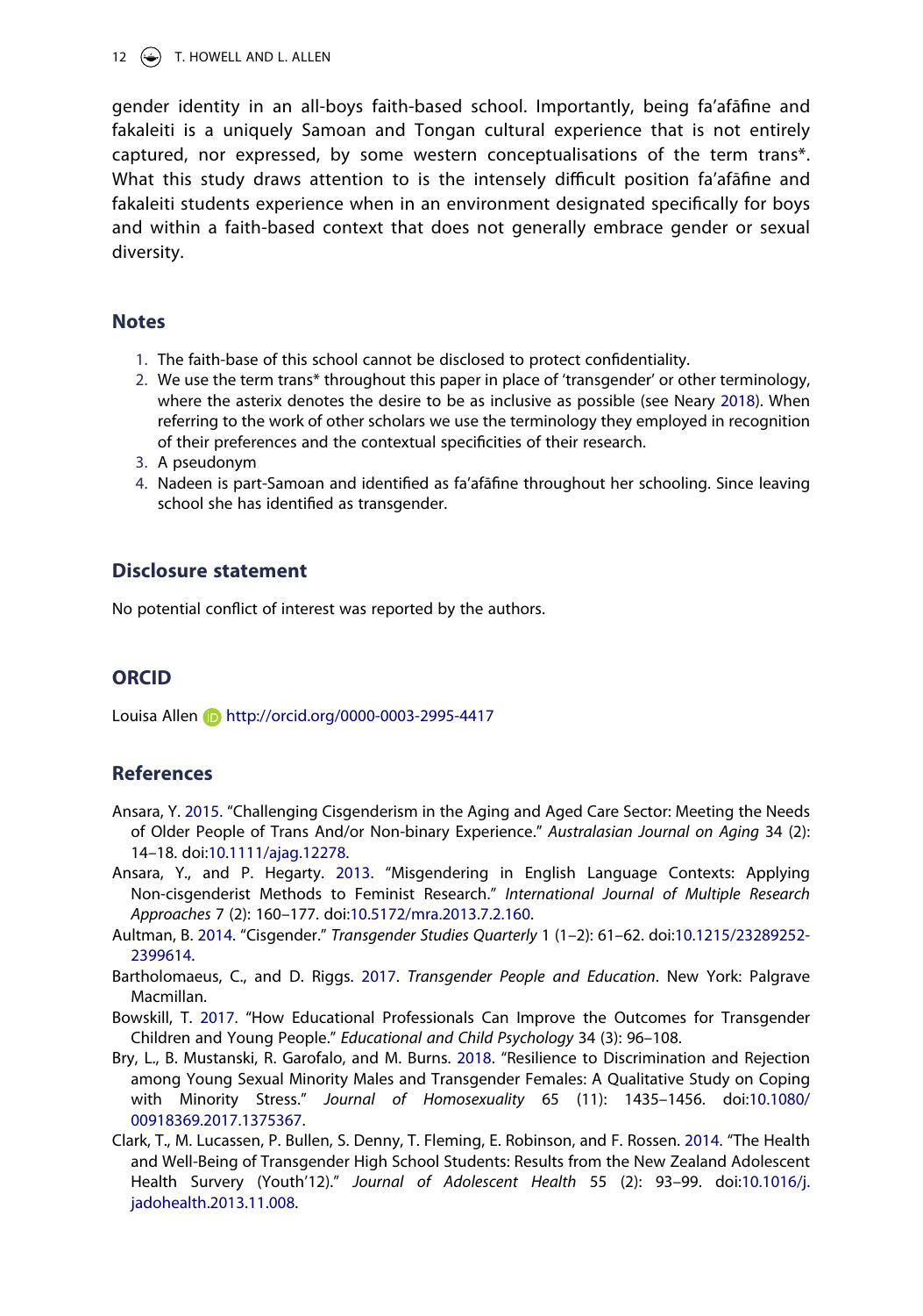gender identity in an all-boys faith-based school. Importantly, being fa'afāfine and fakaleiti is a uniquely Samoan and Tongan cultural experience that is not entirely captured, nor expressed, by some western conceptualisations of the term trans*. What this study draws attention to is the intensely difficult position fa'afāfine and fakaleiti students experience when in an environment designated specifically for boys and within a faith-based context that does not generally embrace gender or sexual diversity.

## Notes

1. The faith-base of this school cannot be disclosed to protect confidentiality.
2. We use the term trans* throughout this paper in place of 'transgender' or other terminology, where the asterix denotes the desire to be as inclusive as possible (see Neary 2018). When referring to the work of other scholars we use the terminology they employed in recognition of their preferences and the contextual specificities of their research.
3. A pseudonym
4. Nadeen is part-Samoan and identified as fa'afāfine throughout her schooling. Since leaving school she has identified as transgender.

## Disclosure statement

No potential conflict of interest was reported by the authors.

## ORCID

Louisa Allen http://orcid.org/0000-0003-2995-4417

## References

Ansara, Y. 2015. "Challenging Cisgenderism in the Aging and Aged Care Sector: Meeting the Needs of Older People of Trans And/or Non-binary Experience." *Australasian Journal on Aging* 34 (2): 14–18. doi:10.1111/ajag.12278.

Ansara, Y., and P. Hegarty. 2013. "Misgendering in English Language Contexts: Applying Non-cisgenderist Methods to Feminist Research." *International Journal of Multiple Research Approaches* 7 (2): 160–177. doi:10.5172/mra.2013.7.2.160.

Aultman, B. 2014. "Cisgender." *Transgender Studies Quarterly* 1 (1–2): 61–62. doi:10.1215/23289252-2399614.

Bartholomaeus, C., and D. Riggs. 2017. *Transgender People and Education*. New York: Palgrave Macmillan.

Bowskill, T. 2017. "How Educational Professionals Can Improve the Outcomes for Transgender Children and Young People." *Educational and Child Psychology* 34 (3): 96–108.

Bry, L., B. Mustanski, R. Garofalo, and M. Burns. 2018. "Resilience to Discrimination and Rejection among Young Sexual Minority Males and Transgender Females: A Qualitative Study on Coping with Minority Stress." *Journal of Homosexuality* 65 (11): 1435–1456. doi:10.1080/00918369.2017.1375367.

Clark, T., M. Lucassen, P. Bullen, S. Denny, T. Fleming, E. Robinson, and F. Rossen. 2014. "The Health and Well-Being of Transgender High School Students: Results from the New Zealand Adolescent Health Survey (Youth'12)." *Journal of Adolescent Health* 55 (2): 93–99. doi:10.1016/j.jadohealth.2013.11.008.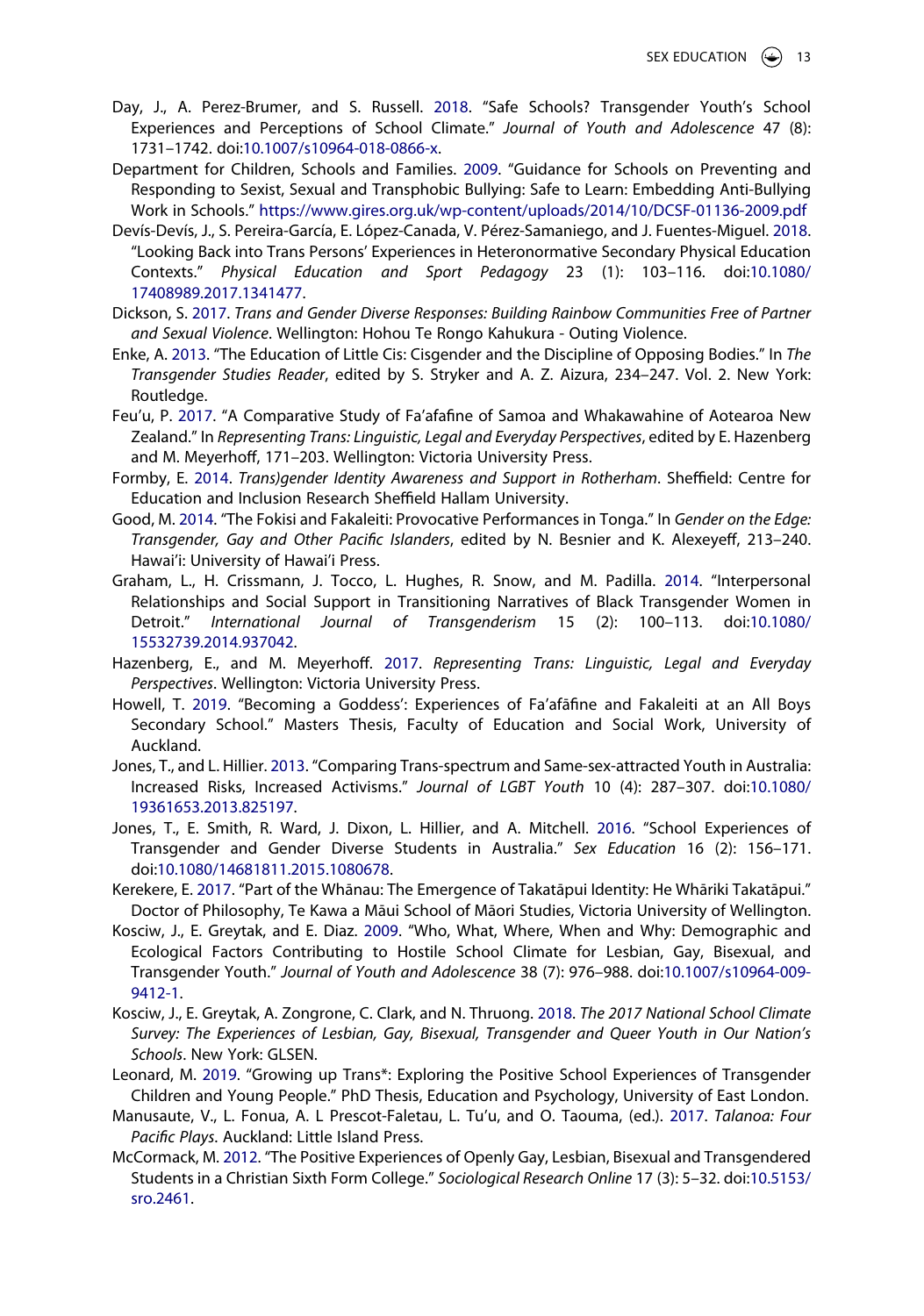Day, J., A. Perez-Brumer, and S. Russell. 2018. "Safe Schools? Transgender Youth's School Experiences and Perceptions of School Climate." *Journal of Youth and Adolescence* 47 (8): 1731–1742. doi:10.1007/s10964-018-0866-x.

Department for Children, Schools and Families. 2009. "Guidance for Schools on Preventing and Responding to Sexist, Sexual and Transphobic Bullying: Safe to Learn: Embedding Anti-Bullying Work in Schools." https://www.gires.org.uk/wp-content/uploads/2014/10/DCSF-01136-2009.pdf

Devís-Devís, J., S. Pereira-García, E. López-Canada, V. Pérez-Samaniego, and J. Fuentes-Miguel. 2018. "Looking Back into Trans Persons' Experiences in Heteronormative Secondary Physical Education Contexts." *Physical Education and Sport Pedagogy* 23 (1): 103–116. doi:10.1080/17408989.2017.1341477.

Dickson, S. 2017. *Trans and Gender Diverse Responses: Building Rainbow Communities Free of Partner and Sexual Violence*. Wellington: Hohou Te Rongo Kahukura - Outing Violence.

Enke, A. 2013. "The Education of Little Cis: Cisgender and the Discipline of Opposing Bodies." In *The Transgender Studies Reader*, edited by S. Stryker and A. Z. Aizura, 234–247. Vol. 2. New York: Routledge.

Feu'u, P. 2017. "A Comparative Study of Fa'afafine of Samoa and Whakawahine of Aotearoa New Zealand." In *Representing Trans: Linguistic, Legal and Everyday Perspectives*, edited by E. Hazenberg and M. Meyerhoff, 171–203. Wellington: Victoria University Press.

Formby, E. 2014. *Trans)gender Identity Awareness and Support in Rotherham*. Sheffield: Centre for Education and Inclusion Research Sheffield Hallam University.

Good, M. 2014. "The Fokisi and Fakaleiti: Provocative Performances in Tonga." In *Gender on the Edge: Transgender, Gay and Other Pacific Islanders*, edited by N. Besnier and K. Alexeyeff, 213–240. Hawai'i: University of Hawai'i Press.

Graham, L., H. Crissmann, J. Tocco, L. Hughes, R. Snow, and M. Padilla. 2014. "Interpersonal Relationships and Social Support in Transitioning Narratives of Black Transgender Women in Detroit." *International Journal of Transgenderism* 15 (2): 100–113. doi:10.1080/15532739.2014.937042.

Hazenberg, E., and M. Meyerhoff. 2017. *Representing Trans: Linguistic, Legal and Everyday Perspectives*. Wellington: Victoria University Press.

Howell, T. 2019. "Becoming a Goddess': Experiences of Fa'afāfine and Fakaleiti at an All Boys Secondary School." Masters Thesis, Faculty of Education and Social Work, University of Auckland.

Jones, T., and L. Hillier. 2013. "Comparing Trans-spectrum and Same-sex-attracted Youth in Australia: Increased Risks, Increased Activisms." *Journal of LGBT Youth* 10 (4): 287–307. doi:10.1080/19361653.2013.825197.

Jones, T., E. Smith, R. Ward, J. Dixon, L. Hillier, and A. Mitchell. 2016. "School Experiences of Transgender and Gender Diverse Students in Australia." *Sex Education* 16 (2): 156–171. doi:10.1080/14681811.2015.1080678.

Kerekere, E. 2017. "Part of the Whānau: The Emergence of Takatāpui Identity: He Whāriki Takatāpui." Doctor of Philosophy, Te Kawa a Māui School of Māori Studies, Victoria University of Wellington.

Kosciw, J., E. Greytak, and E. Diaz. 2009. "Who, What, Where, When and Why: Demographic and Ecological Factors Contributing to Hostile School Climate for Lesbian, Gay, Bisexual, and Transgender Youth." *Journal of Youth and Adolescence* 38 (7): 976–988. doi:10.1007/s10964-009-9412-1.

Kosciw, J., E. Greytak, A. Zongrone, C. Clark, and N. Thruong. 2018. *The 2017 National School Climate Survey: The Experiences of Lesbian, Gay, Bisexual, Transgender and Queer Youth in Our Nation's Schools*. New York: GLSEN.

Leonard, M. 2019. "Growing up Trans*: Exploring the Positive School Experiences of Transgender Children and Young People." PhD Thesis, Education and Psychology, University of East London.

Manusaute, V., L. Fonua, A. L Prescot-Faletau, L. Tu'u, and O. Taouma, (ed.). 2017. *Talanoa: Four Pacific Plays*. Auckland: Little Island Press.

McCormack, M. 2012. "The Positive Experiences of Openly Gay, Lesbian, Bisexual and Transgendered Students in a Christian Sixth Form College." *Sociological Research Online* 17 (3): 5–32. doi:10.5153/sro.2461.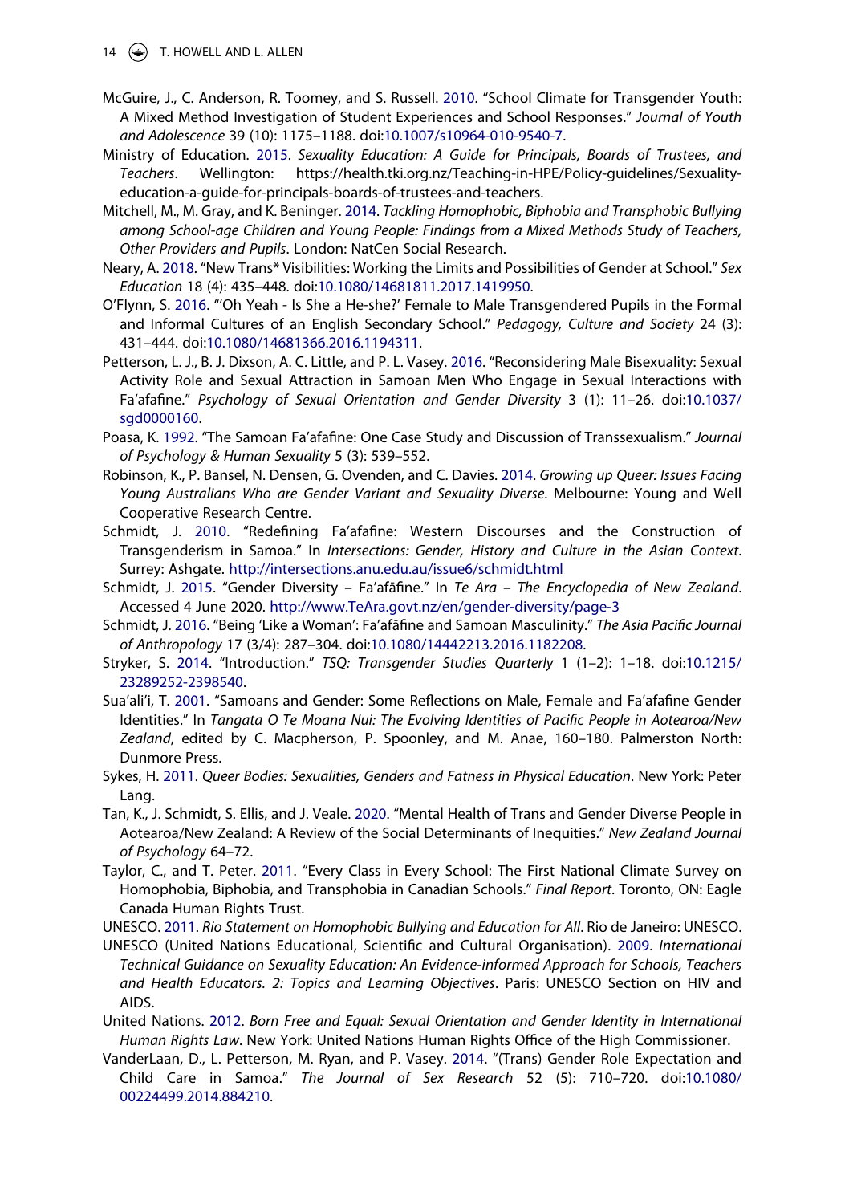McGuire, J., C. Anderson, R. Toomey, and S. Russell. 2010. "School Climate for Transgender Youth: A Mixed Method Investigation of Student Experiences and School Responses." *Journal of Youth and Adolescence* 39 (10): 1175–1188. doi:10.1007/s10964-010-9540-7.

Ministry of Education. 2015. *Sexuality Education: A Guide for Principals, Boards of Trustees, and Teachers*. Wellington: https://health.tki.org.nz/Teaching-in-HPE/Policy-guidelines/Sexuality-education-a-guide-for-principals-boards-of-trustees-and-teachers.

Mitchell, M., M. Gray, and K. Beninger. 2014. *Tackling Homophobic, Biphobia and Transphobic Bullying among School-age Children and Young People: Findings from a Mixed Methods Study of Teachers, Other Providers and Pupils*. London: NatCen Social Research.

Neary, A. 2018. "New Trans* Visibilities: Working the Limits and Possibilities of Gender at School." *Sex Education* 18 (4): 435–448. doi:10.1080/14681811.2017.1419950.

O'Flynn, S. 2016. "'Oh Yeah - Is She a He-she?' Female to Male Transgendered Pupils in the Formal and Informal Cultures of an English Secondary School." *Pedagogy, Culture and Society* 24 (3): 431–444. doi:10.1080/14681366.2016.1194311.

Petterson, L. J., B. J. Dixson, A. C. Little, and P. L. Vasey. 2016. "Reconsidering Male Bisexuality: Sexual Activity Role and Sexual Attraction in Samoan Men Who Engage in Sexual Interactions with Fa'afafine." *Psychology of Sexual Orientation and Gender Diversity* 3 (1): 11–26. doi:10.1037/sgd0000160.

Poasa, K. 1992. "The Samoan Fa'afafine: One Case Study and Discussion of Transsexualism." *Journal of Psychology & Human Sexuality* 5 (3): 539–552.

Robinson, K., P. Bansel, N. Densen, G. Ovenden, and C. Davies. 2014. *Growing up Queer: Issues Facing Young Australians Who are Gender Variant and Sexuality Diverse*. Melbourne: Young and Well Cooperative Research Centre.

Schmidt, J. 2010. "Redefining Fa'afafine: Western Discourses and the Construction of Transgenderism in Samoa." In *Intersections: Gender, History and Culture in the Asian Context*. Surrey: Ashgate. http://intersections.anu.edu.au/issue6/schmidt.html

Schmidt, J. 2015. "Gender Diversity – Fa'afāfine." In *Te Ara – The Encyclopedia of New Zealand*. Accessed 4 June 2020. http://www.TeAra.govt.nz/en/gender-diversity/page-3

Schmidt, J. 2016. "Being 'Like a Woman': Fa'afāfine and Samoan Masculinity." *The Asia Pacific Journal of Anthropology* 17 (3/4): 287–304. doi:10.1080/14442213.2016.1182208.

Stryker, S. 2014. "Introduction." *TSQ: Transgender Studies Quarterly* 1 (1–2): 1–18. doi:10.1215/23289252-2398540.

Sua'ali'i, T. 2001. "Samoans and Gender: Some Reflections on Male, Female and Fa'afafine Gender Identities." In *Tangata O Te Moana Nui: The Evolving Identities of Pacific People in Aotearoa/New Zealand*, edited by C. Macpherson, P. Spoonley, and M. Anae, 160–180. Palmerston North: Dunmore Press.

Sykes, H. 2011. *Queer Bodies: Sexualities, Genders and Fatness in Physical Education*. New York: Peter Lang.

Tan, K., J. Schmidt, S. Ellis, and J. Veale. 2020. "Mental Health of Trans and Gender Diverse People in Aotearoa/New Zealand: A Review of the Social Determinants of Inequities." *New Zealand Journal of Psychology* 64–72.

Taylor, C., and T. Peter. 2011. "Every Class in Every School: The First National Climate Survey on Homophobia, Biphobia, and Transphobia in Canadian Schools." *Final Report*. Toronto, ON: Eagle Canada Human Rights Trust.

UNESCO. 2011. *Rio Statement on Homophobic Bullying and Education for All*. Rio de Janeiro: UNESCO.

UNESCO (United Nations Educational, Scientific and Cultural Organisation). 2009. *International Technical Guidance on Sexuality Education: An Evidence-informed Approach for Schools, Teachers and Health Educators. 2: Topics and Learning Objectives*. Paris: UNESCO Section on HIV and AIDS.

United Nations. 2012. *Born Free and Equal: Sexual Orientation and Gender Identity in International Human Rights Law*. New York: United Nations Human Rights Office of the High Commissioner.

VanderLaan, D., L. Petterson, M. Ryan, and P. Vasey. 2014. "(Trans) Gender Role Expectation and Child Care in Samoa." *The Journal of Sex Research* 52 (5): 710–720. doi:10.1080/00224499.2014.884210.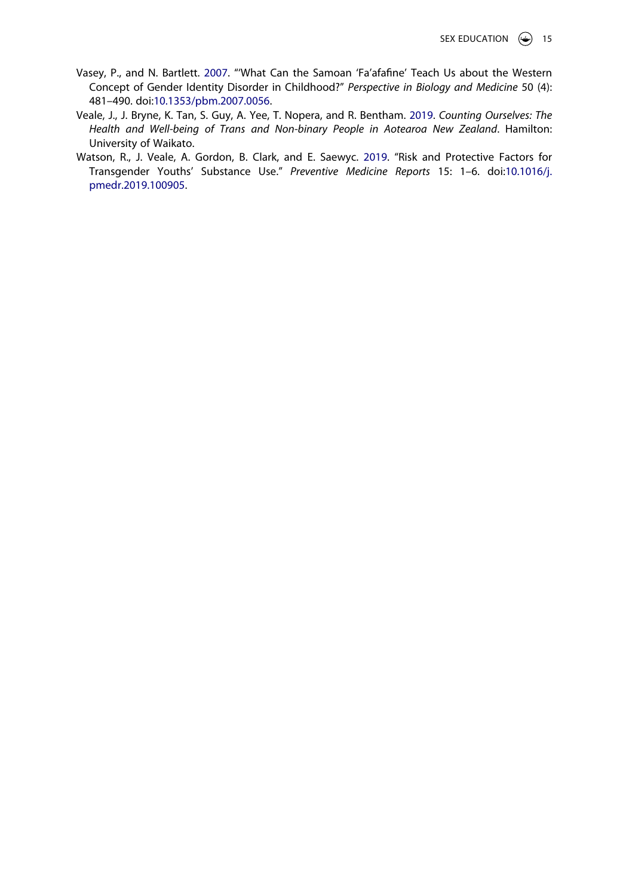Vasey, P., and N. Bartlett. 2007. "'What Can the Samoan 'Fa'afafine' Teach Us about the Western Concept of Gender Identity Disorder in Childhood?" *Perspective in Biology and Medicine* 50 (4): 481–490. doi:10.1353/pbm.2007.0056.

Veale, J., J. Bryne, K. Tan, S. Guy, A. Yee, T. Nopera, and R. Bentham. 2019. *Counting Ourselves: The Health and Well-being of Trans and Non-binary People in Aotearoa New Zealand*. Hamilton: University of Waikato.

Watson, R., J. Veale, A. Gordon, B. Clark, and E. Saewyc. 2019. "Risk and Protective Factors for Transgender Youths' Substance Use." *Preventive Medicine Reports* 15: 1–6. doi:10.1016/j.pmedr.2019.100905.